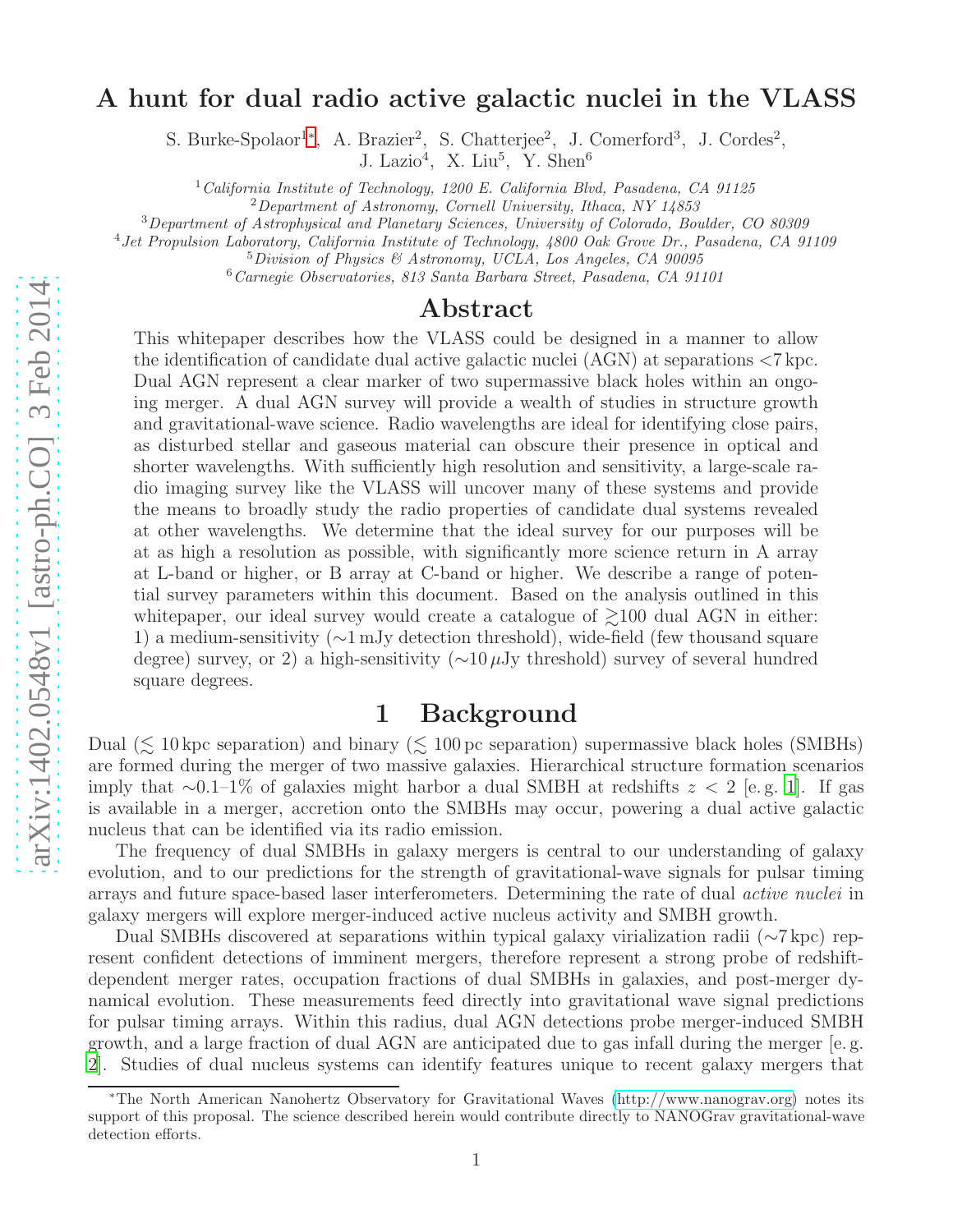# A hunt for dual radio active galactic nuclei in the VLASS

S. Burke-Spolaor[1]*, A. Brazier[2], S. Chatterjee[2], J. Comerford[3], J. Cordes[2], J. Lazio[4], X. Liu[5], Y. Shen[6]

[1] *California Institute of Technology, 1200 E. California Blvd, Pasadena, CA 91125*
[2] *Department of Astronomy, Cornell University, Ithaca, NY 14853*
[3] *Department of Astrophysical and Planetary Sciences, University of Colorado, Boulder, CO 80309*
[4] *Jet Propulsion Laboratory, California Institute of Technology, 4800 Oak Grove Dr., Pasadena, CA 91109*
[5] *Division of Physics & Astronomy, UCLA, Los Angeles, CA 90095*
[6] *Carnegie Observatories, 813 Santa Barbara Street, Pasadena, CA 91101*

## Abstract

This whitepaper describes how the VLASS could be designed in a manner to allow the identification of candidate dual active galactic nuclei (AGN) at separations <7 kpc. Dual AGN represent a clear marker of two supermassive black holes within an ongoing merger. A dual AGN survey will provide a wealth of studies in structure growth and gravitational-wave science. Radio wavelengths are ideal for identifying close pairs, as disturbed stellar and gaseous material can obscure their presence in optical and shorter wavelengths. With sufficiently high resolution and sensitivity, a large-scale radio imaging survey like the VLASS will uncover many of these systems and provide the means to broadly study the radio properties of candidate dual systems revealed at other wavelengths. We determine that the ideal survey for our purposes will be at as high a resolution as possible, with significantly more science return in A array at L-band or higher, or B array at C-band or higher. We describe a range of potential survey parameters within this document. Based on the analysis outlined in this whitepaper, our ideal survey would create a catalogue of $\gtrsim$100 dual AGN in either: 1) a medium-sensitivity (~1 mJy detection threshold), wide-field (few thousand square degree) survey, or 2) a high-sensitivity (~10 $\mu$Jy threshold) survey of several hundred square degrees.

## 1 Background

Dual ($\lesssim$ 10 kpc separation) and binary ($\lesssim$ 100 pc separation) supermassive black holes (SMBHs) are formed during the merger of two massive galaxies. Hierarchical structure formation scenarios imply that ~0.1–1% of galaxies might harbor a dual SMBH at redshifts $z < 2$ [e. g. 1]. If gas is available in a merger, accretion onto the SMBHs may occur, powering a dual active galactic nucleus that can be identified via its radio emission.

The frequency of dual SMBHs in galaxy mergers is central to our understanding of galaxy evolution, and to our predictions for the strength of gravitational-wave signals for pulsar timing arrays and future space-based laser interferometers. Determining the rate of dual *active nuclei* in galaxy mergers will explore merger-induced active nucleus activity and SMBH growth.

Dual SMBHs discovered at separations within typical galaxy virialization radii (~7 kpc) represent confident detections of imminent mergers, therefore represent a strong probe of redshift-dependent merger rates, occupation fractions of dual SMBHs in galaxies, and post-merger dynamical evolution. These measurements feed directly into gravitational wave signal predictions for pulsar timing arrays. Within this radius, dual AGN detections probe merger-induced SMBH growth, and a large fraction of dual AGN are anticipated due to gas infall during the merger [e. g. 2]. Studies of dual nucleus systems can identify features unique to recent galaxy mergers that

*The North American Nanohertz Observatory for Gravitational Waves (http://www.nanograv.org) notes its support of this proposal. The science described herein would contribute directly to NANOGrav gravitational-wave detection efforts.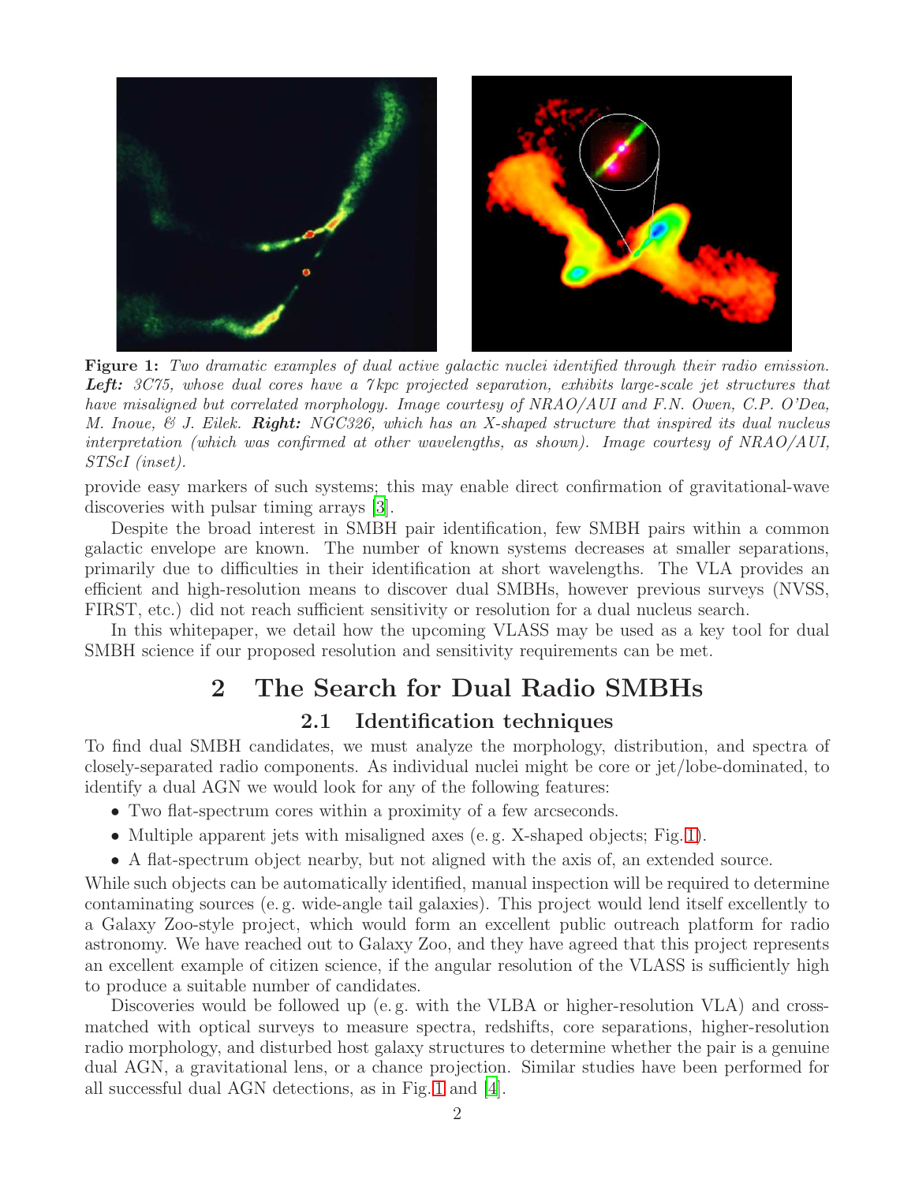**Figure 1:** *Two dramatic examples of dual active galactic nuclei identified through their radio emission.* ***Left:*** *3C75, whose dual cores have a 7 kpc projected separation, exhibits large-scale jet structures that have misaligned but correlated morphology. Image courtesy of NRAO/AUI and F.N. Owen, C.P. O'Dea, M. Inoue, & J. Eilek.* ***Right:*** *NGC326, which has an X-shaped structure that inspired its dual nucleus interpretation (which was confirmed at other wavelengths, as shown). Image courtesy of NRAO/AUI, STScI (inset).*

provide easy markers of such systems; this may enable direct confirmation of gravitational-wave discoveries with pulsar timing arrays [3].

Despite the broad interest in SMBH pair identification, few SMBH pairs within a common galactic envelope are known. The number of known systems decreases at smaller separations, primarily due to difficulties in their identification at short wavelengths. The VLA provides an efficient and high-resolution means to discover dual SMBHs, however previous surveys (NVSS, FIRST, etc.) did not reach sufficient sensitivity or resolution for a dual nucleus search.

In this whitepaper, we detail how the upcoming VLASS may be used as a key tool for dual SMBH science if our proposed resolution and sensitivity requirements can be met.

## 2 The Search for Dual Radio SMBHs

### 2.1 Identification techniques

To find dual SMBH candidates, we must analyze the morphology, distribution, and spectra of closely-separated radio components. As individual nuclei might be core or jet/lobe-dominated, to identify a dual AGN we would look for any of the following features:

- Two flat-spectrum cores within a proximity of a few arcseconds.
- Multiple apparent jets with misaligned axes (e. g. X-shaped objects; Fig. 1).
- A flat-spectrum object nearby, but not aligned with the axis of, an extended source.

While such objects can be automatically identified, manual inspection will be required to determine contaminating sources (e. g. wide-angle tail galaxies). This project would lend itself excellently to a Galaxy Zoo-style project, which would form an excellent public outreach platform for radio astronomy. We have reached out to Galaxy Zoo, and they have agreed that this project represents an excellent example of citizen science, if the angular resolution of the VLASS is sufficiently high to produce a suitable number of candidates.

Discoveries would be followed up (e. g. with the VLBA or higher-resolution VLA) and cross-matched with optical surveys to measure spectra, redshifts, core separations, higher-resolution radio morphology, and disturbed host galaxy structures to determine whether the pair is a genuine dual AGN, a gravitational lens, or a chance projection. Similar studies have been performed for all successful dual AGN detections, as in Fig. 1 and [4].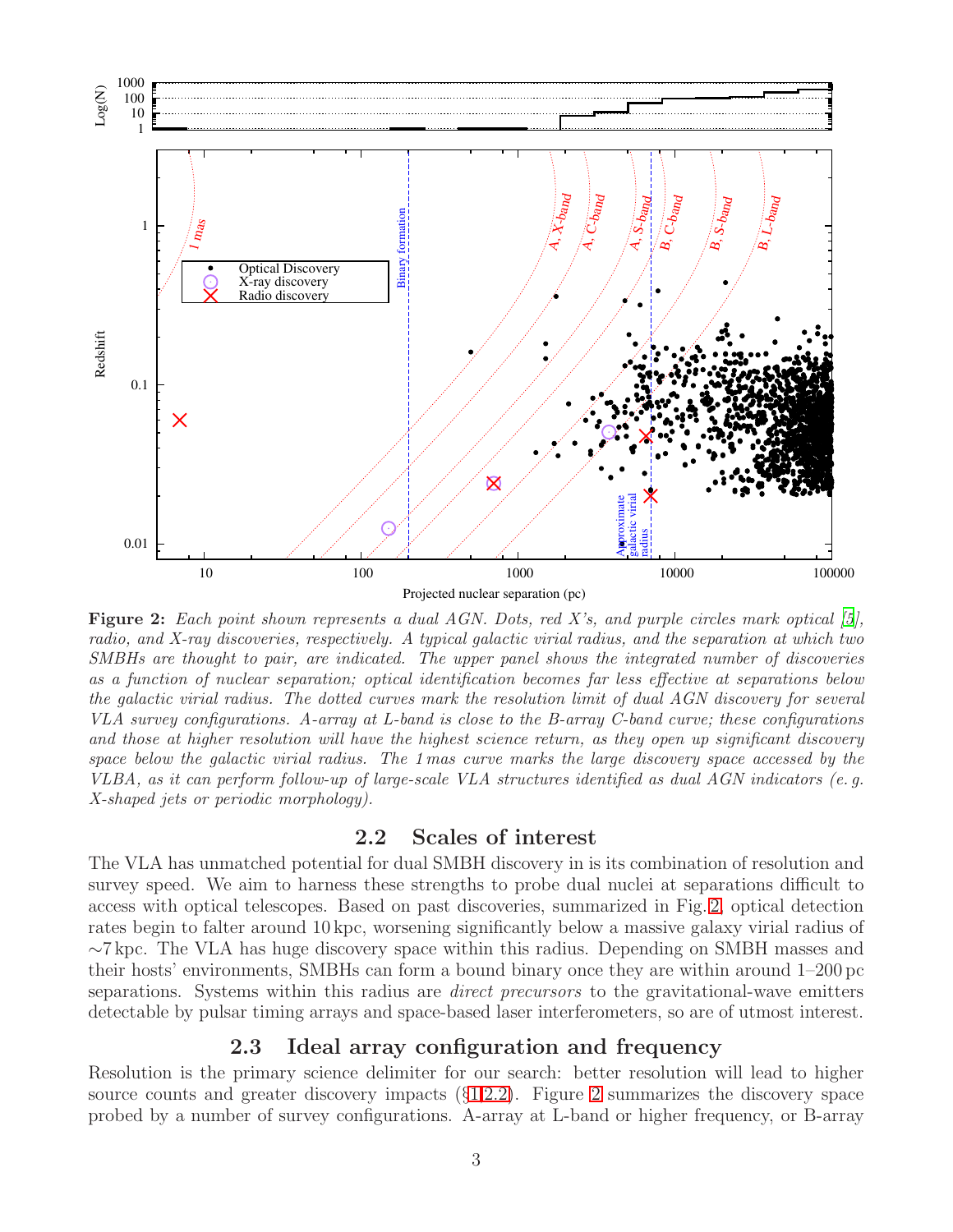**Figure 2:** *Each point shown represents a dual AGN. Dots, red X's, and purple circles mark optical [5], radio, and X-ray discoveries, respectively. A typical galactic virial radius, and the separation at which two SMBHs are thought to pair, are indicated. The upper panel shows the integrated number of discoveries as a function of nuclear separation; optical identification becomes far less effective at separations below the galactic virial radius. The dotted curves mark the resolution limit of dual AGN discovery for several VLA survey configurations. A-array at L-band is close to the B-array C-band curve; these configurations and those at higher resolution will have the highest science return, as they open up significant discovery space below the galactic virial radius. The 1 mas curve marks the large discovery space accessed by the VLBA, as it can perform follow-up of large-scale VLA structures identified as dual AGN indicators (e. g. X-shaped jets or periodic morphology).*

## 2.2 Scales of interest

The VLA has unmatched potential for dual SMBH discovery in is its combination of resolution and survey speed. We aim to harness these strengths to probe dual nuclei at separations difficult to access with optical telescopes. Based on past discoveries, summarized in Fig. 2, optical detection rates begin to falter around 10 kpc, worsening significantly below a massive galaxy virial radius of $\sim$7 kpc. The VLA has huge discovery space within this radius. Depending on SMBH masses and their hosts' environments, SMBHs can form a bound binary once they are within around 1–200 pc separations. Systems within this radius are *direct precursors* to the gravitational-wave emitters detectable by pulsar timing arrays and space-based laser interferometers, so are of utmost interest.

## 2.3 Ideal array configuration and frequency

Resolution is the primary science delimiter for our search: better resolution will lead to higher source counts and greater discovery impacts (§1,2.2). Figure 2 summarizes the discovery space probed by a number of survey configurations. A-array at L-band or higher frequency, or B-array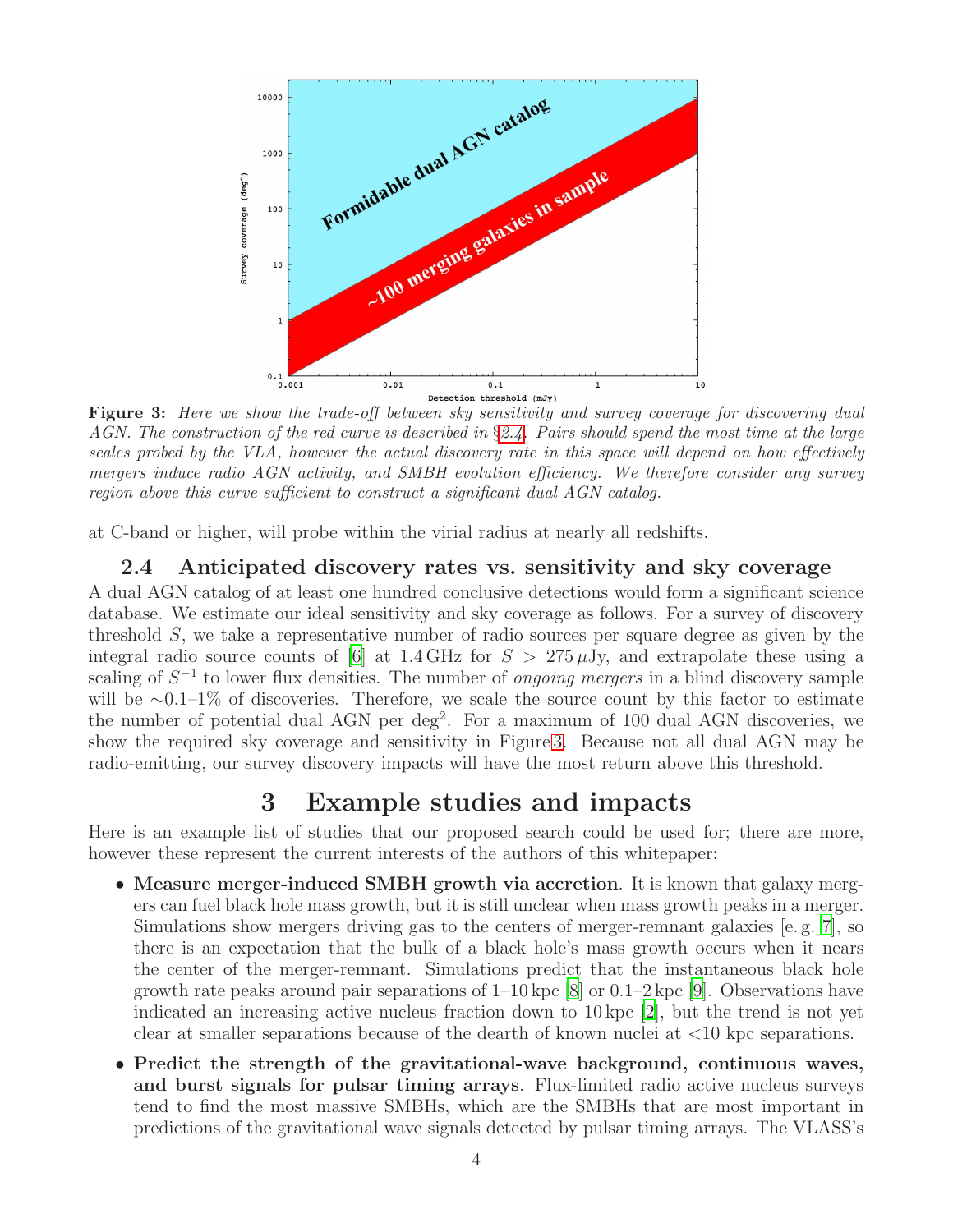**Figure 3:** *Here we show the trade-off between sky sensitivity and survey coverage for discovering dual AGN. The construction of the red curve is described in §2.4. Pairs should spend the most time at the large scales probed by the VLA, however the actual discovery rate in this space will depend on how effectively mergers induce radio AGN activity, and SMBH evolution efficiency. We therefore consider any survey region above this curve sufficient to construct a significant dual AGN catalog.*

at C-band or higher, will probe within the virial radius at nearly all redshifts.

### 2.4 Anticipated discovery rates vs. sensitivity and sky coverage

A dual AGN catalog of at least one hundred conclusive detections would form a significant science database. We estimate our ideal sensitivity and sky coverage as follows. For a survey of discovery threshold $S$, we take a representative number of radio sources per square degree as given by the integral radio source counts of [6] at 1.4 GHz for $S > 275\,\mu$Jy, and extrapolate these using a scaling of $S^{-1}$ to lower flux densities. The number of *ongoing mergers* in a blind discovery sample will be ∼0.1–1% of discoveries. Therefore, we scale the source count by this factor to estimate the number of potential dual AGN per deg$^2$. For a maximum of 100 dual AGN discoveries, we show the required sky coverage and sensitivity in Figure 3. Because not all dual AGN may be radio-emitting, our survey discovery impacts will have the most return above this threshold.

## 3 Example studies and impacts

Here is an example list of studies that our proposed search could be used for; there are more, however these represent the current interests of the authors of this whitepaper:

- **Measure merger-induced SMBH growth via accretion**. It is known that galaxy mergers can fuel black hole mass growth, but it is still unclear when mass growth peaks in a merger. Simulations show mergers driving gas to the centers of merger-remnant galaxies [e. g. [7], so there is an expectation that the bulk of a black hole's mass growth occurs when it nears the center of the merger-remnant. Simulations predict that the instantaneous black hole growth rate peaks around pair separations of 1–10 kpc [8] or 0.1–2 kpc [9]. Observations have indicated an increasing active nucleus fraction down to 10 kpc [2], but the trend is not yet clear at smaller separations because of the dearth of known nuclei at <10 kpc separations.
- **Predict the strength of the gravitational-wave background, continuous waves, and burst signals for pulsar timing arrays**. Flux-limited radio active nucleus surveys tend to find the most massive SMBHs, which are the SMBHs that are most important in predictions of the gravitational wave signals detected by pulsar timing arrays. The VLASS's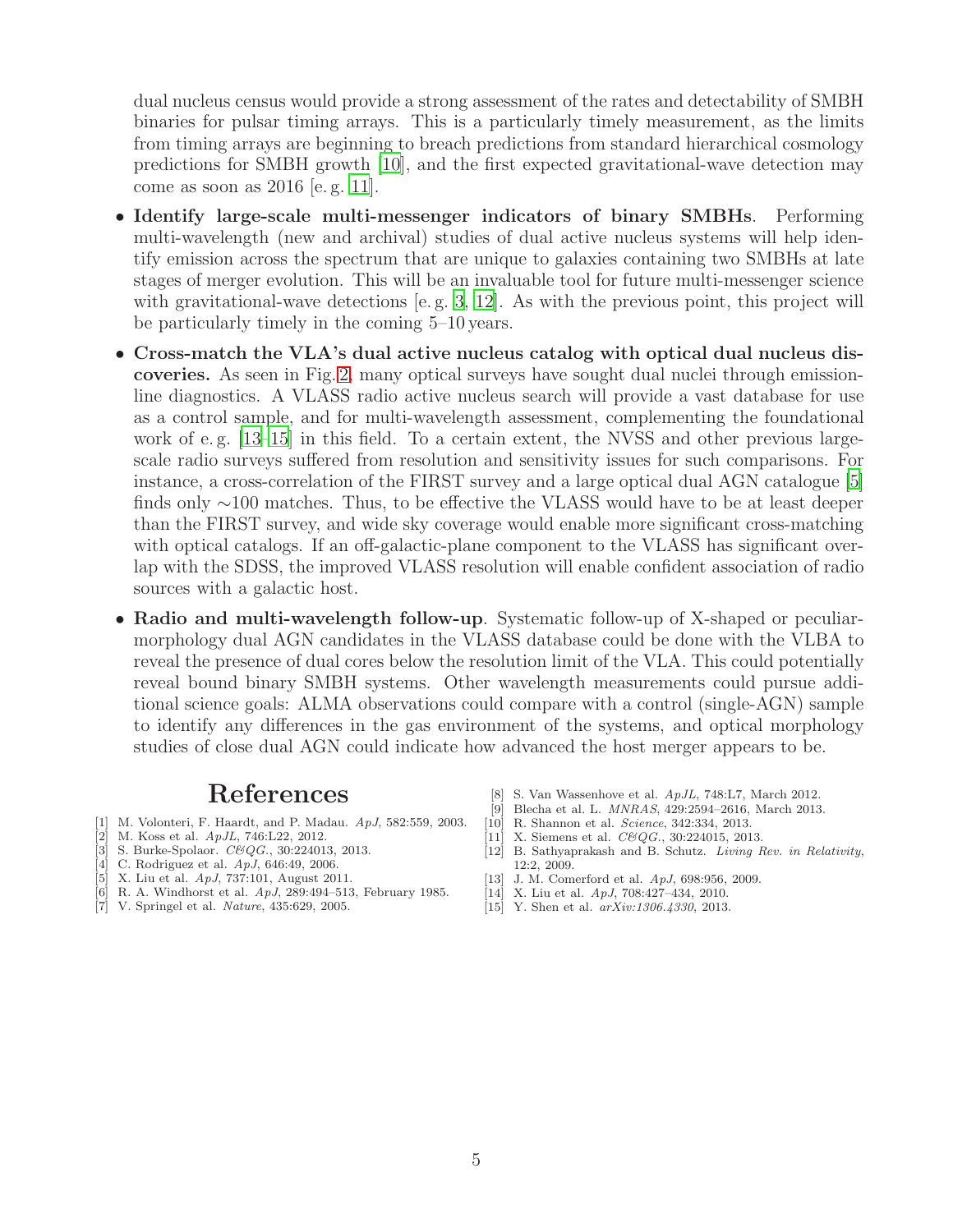dual nucleus census would provide a strong assessment of the rates and detectability of SMBH binaries for pulsar timing arrays. This is a particularly timely measurement, as the limits from timing arrays are beginning to breach predictions from standard hierarchical cosmology predictions for SMBH growth [10], and the first expected gravitational-wave detection may come as soon as 2016 [e. g. 11].

- **Identify large-scale multi-messenger indicators of binary SMBHs**. Performing multi-wavelength (new and archival) studies of dual active nucleus systems will help identify emission across the spectrum that are unique to galaxies containing two SMBHs at late stages of merger evolution. This will be an invaluable tool for future multi-messenger science with gravitational-wave detections [e. g. 3, 12]. As with the previous point, this project will be particularly timely in the coming 5–10 years.
- **Cross-match the VLA's dual active nucleus catalog with optical dual nucleus discoveries.** As seen in Fig. 2, many optical surveys have sought dual nuclei through emission-line diagnostics. A VLASS radio active nucleus search will provide a vast database for use as a control sample, and for multi-wavelength assessment, complementing the foundational work of e. g. [13–15] in this field. To a certain extent, the NVSS and other previous large-scale radio surveys suffered from resolution and sensitivity issues for such comparisons. For instance, a cross-correlation of the FIRST survey and a large optical dual AGN catalogue [5] finds only ∼100 matches. Thus, to be effective the VLASS would have to be at least deeper than the FIRST survey, and wide sky coverage would enable more significant cross-matching with optical catalogs. If an off-galactic-plane component to the VLASS has significant overlap with the SDSS, the improved VLASS resolution will enable confident association of radio sources with a galactic host.
- **Radio and multi-wavelength follow-up**. Systematic follow-up of X-shaped or peculiar-morphology dual AGN candidates in the VLASS database could be done with the VLBA to reveal the presence of dual cores below the resolution limit of the VLA. This could potentially reveal bound binary SMBH systems. Other wavelength measurements could pursue additional science goals: ALMA observations could compare with a control (single-AGN) sample to identify any differences in the gas environment of the systems, and optical morphology studies of close dual AGN could indicate how advanced the host merger appears to be.

# References

[1] M. Volonteri, F. Haardt, and P. Madau. *ApJ*, 582:559, 2003.
[2] M. Koss et al. *ApJL*, 746:L22, 2012.
[3] S. Burke-Spolaor. *C&QG.*, 30:224013, 2013.
[4] C. Rodriguez et al. *ApJ*, 646:49, 2006.
[5] X. Liu et al. *ApJ*, 737:101, August 2011.
[6] R. A. Windhorst et al. *ApJ*, 289:494–513, February 1985.
[7] V. Springel et al. *Nature*, 435:629, 2005.
[8] S. Van Wassenhove et al. *ApJL*, 748:L7, March 2012.
[9] Blecha et al. L. *MNRAS*, 429:2594–2616, March 2013.
[10] R. Shannon et al. *Science*, 342:334, 2013.
[11] X. Siemens et al. *C&QG.*, 30:224015, 2013.
[12] B. Sathyaprakash and B. Schutz. *Living Rev. in Relativity*, 12:2, 2009.
[13] J. M. Comerford et al. *ApJ*, 698:956, 2009.
[14] X. Liu et al. *ApJ*, 708:427–434, 2010.
[15] Y. Shen et al. *arXiv:1306.4330*, 2013.